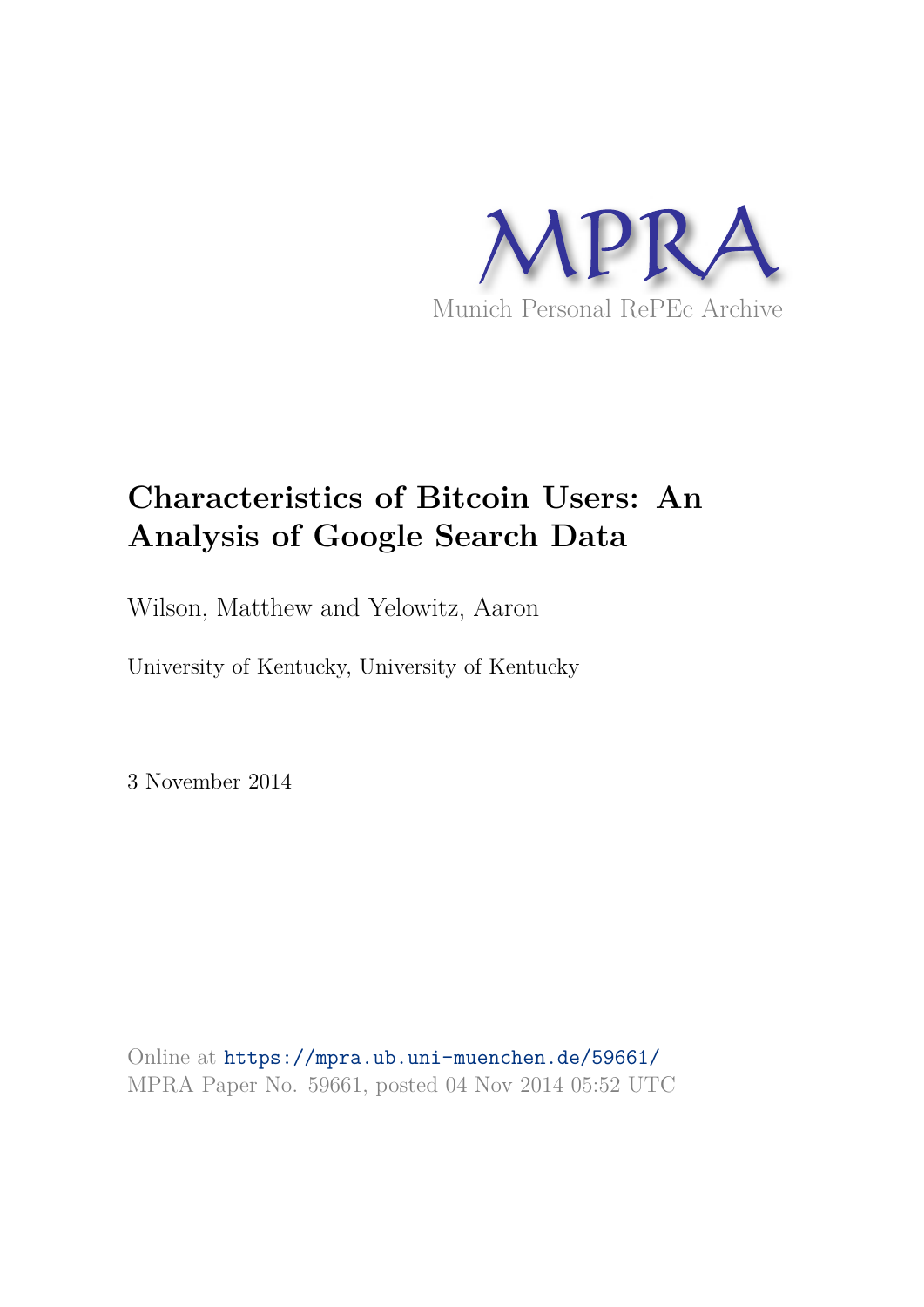MPRA

Munich Personal RePEc Archive

# Characteristics of Bitcoin Users: An Analysis of Google Search Data

Wilson, Matthew and Yelowitz, Aaron

University of Kentucky, University of Kentucky

3 November 2014

Online at https://mpra.ub.uni-muenchen.de/59661/

MPRA Paper No. 59661, posted 04 Nov 2014 05:52 UTC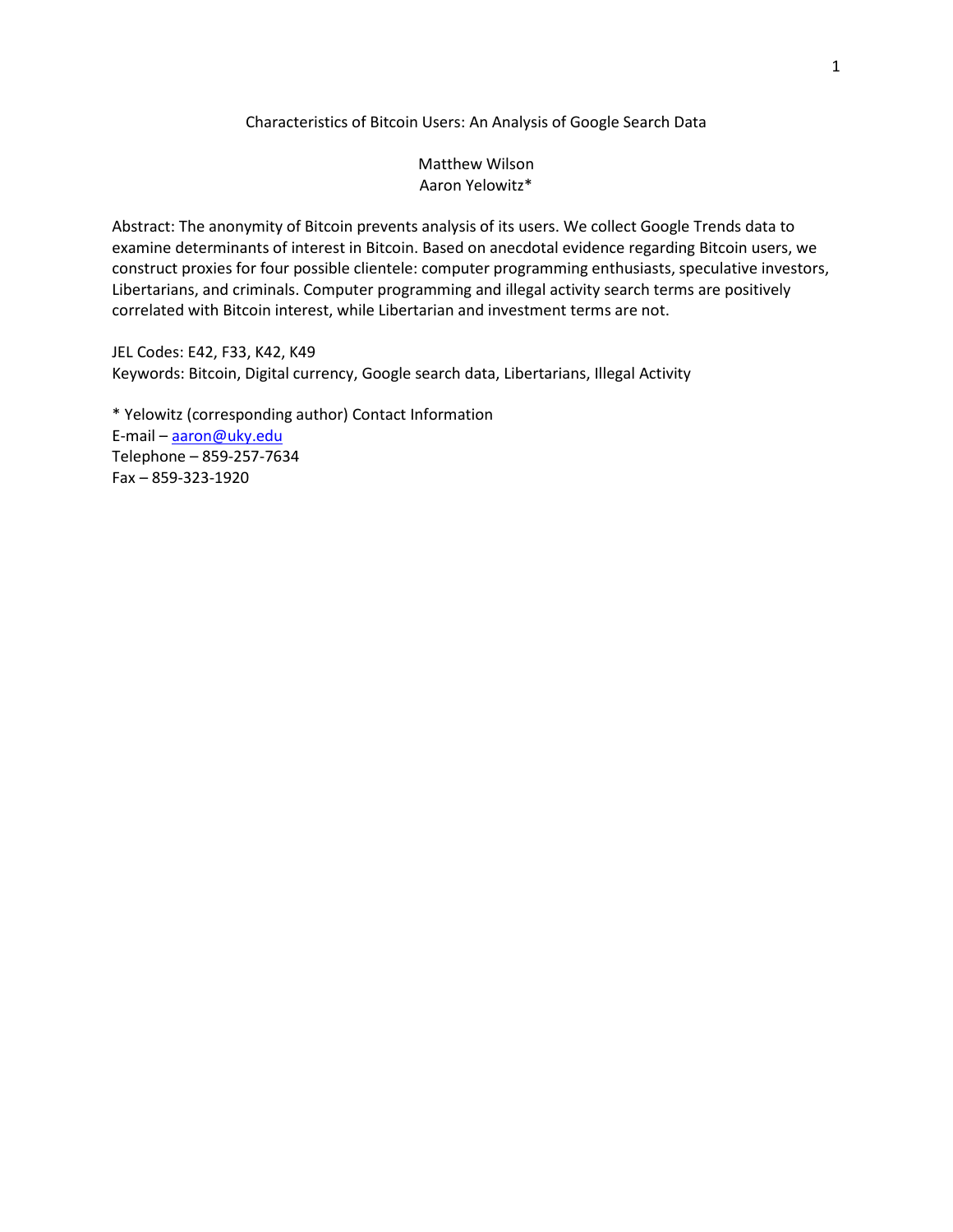# Characteristics of Bitcoin Users: An Analysis of Google Search Data

Matthew Wilson
Aaron Yelowitz*

Abstract: The anonymity of Bitcoin prevents analysis of its users. We collect Google Trends data to examine determinants of interest in Bitcoin. Based on anecdotal evidence regarding Bitcoin users, we construct proxies for four possible clientele: computer programming enthusiasts, speculative investors, Libertarians, and criminals. Computer programming and illegal activity search terms are positively correlated with Bitcoin interest, while Libertarian and investment terms are not.

JEL Codes: E42, F33, K42, K49
Keywords: Bitcoin, Digital currency, Google search data, Libertarians, Illegal Activity

\* Yelowitz (corresponding author) Contact Information
E-mail – aaron@uky.edu
Telephone – 859-257-7634
Fax – 859-323-1920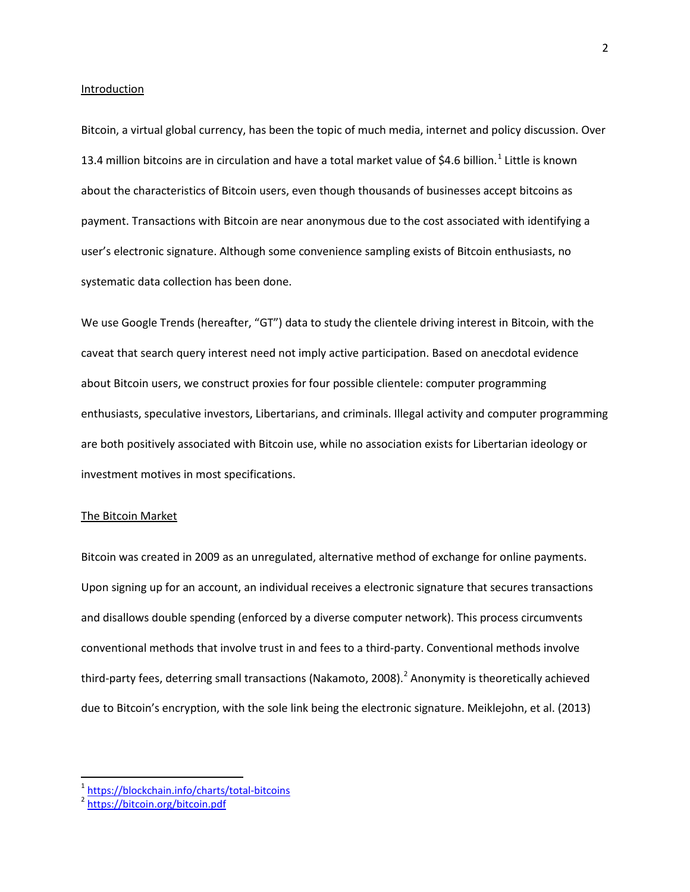## Introduction

Bitcoin, a virtual global currency, has been the topic of much media, internet and policy discussion. Over 13.4 million bitcoins are in circulation and have a total market value of $4.6 billion.[1] Little is known about the characteristics of Bitcoin users, even though thousands of businesses accept bitcoins as payment. Transactions with Bitcoin are near anonymous due to the cost associated with identifying a user's electronic signature. Although some convenience sampling exists of Bitcoin enthusiasts, no systematic data collection has been done.

We use Google Trends (hereafter, "GT") data to study the clientele driving interest in Bitcoin, with the caveat that search query interest need not imply active participation. Based on anecdotal evidence about Bitcoin users, we construct proxies for four possible clientele: computer programming enthusiasts, speculative investors, Libertarians, and criminals. Illegal activity and computer programming are both positively associated with Bitcoin use, while no association exists for Libertarian ideology or investment motives in most specifications.

## The Bitcoin Market

Bitcoin was created in 2009 as an unregulated, alternative method of exchange for online payments. Upon signing up for an account, an individual receives a electronic signature that secures transactions and disallows double spending (enforced by a diverse computer network). This process circumvents conventional methods that involve trust in and fees to a third-party. Conventional methods involve third-party fees, deterring small transactions (Nakamoto, 2008).[2] Anonymity is theoretically achieved due to Bitcoin's encryption, with the sole link being the electronic signature. Meiklejohn, et al. (2013)

[1] https://blockchain.info/charts/total-bitcoins

[2] https://bitcoin.org/bitcoin.pdf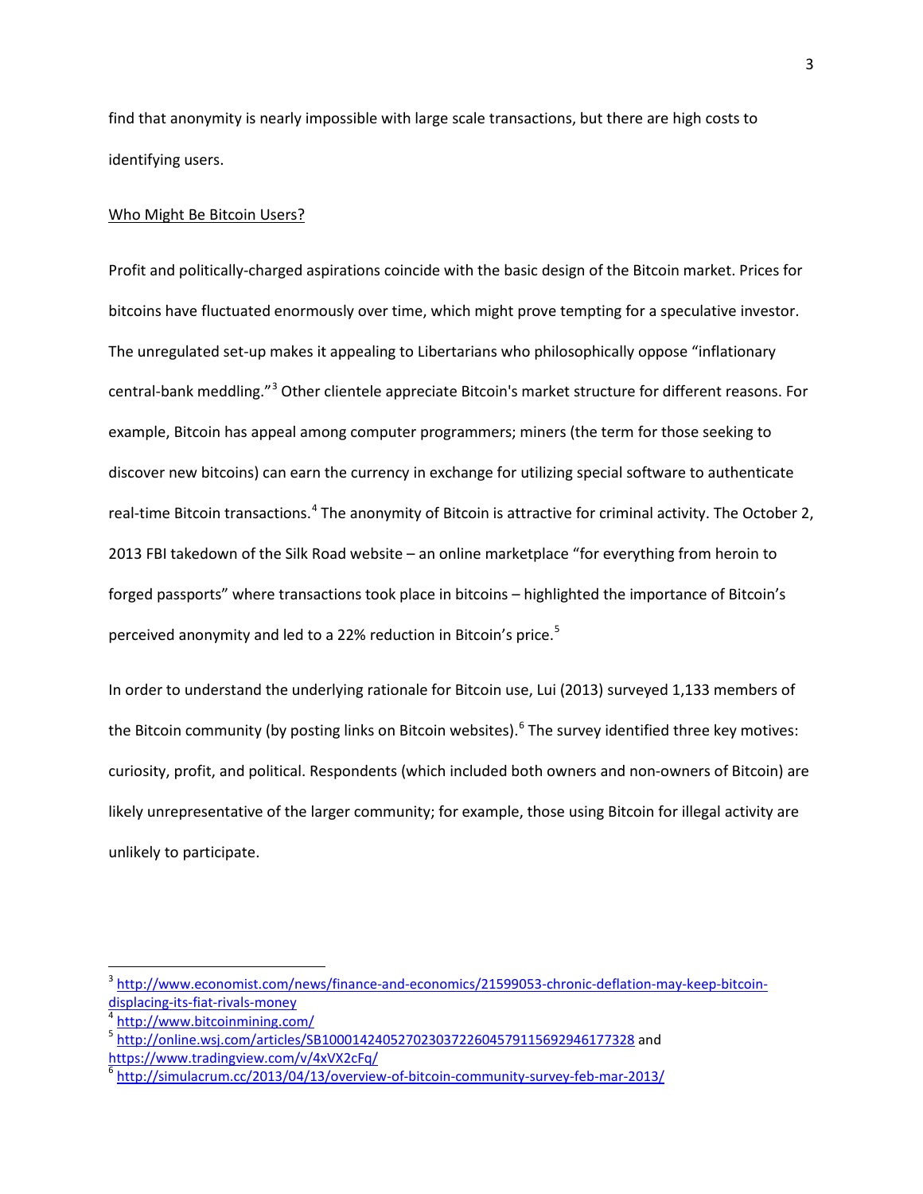find that anonymity is nearly impossible with large scale transactions, but there are high costs to identifying users.

Who Might Be Bitcoin Users?

Profit and politically-charged aspirations coincide with the basic design of the Bitcoin market. Prices for bitcoins have fluctuated enormously over time, which might prove tempting for a speculative investor. The unregulated set-up makes it appealing to Libertarians who philosophically oppose "inflationary central-bank meddling."[3] Other clientele appreciate Bitcoin's market structure for different reasons. For example, Bitcoin has appeal among computer programmers; miners (the term for those seeking to discover new bitcoins) can earn the currency in exchange for utilizing special software to authenticate real-time Bitcoin transactions.[4] The anonymity of Bitcoin is attractive for criminal activity. The October 2, 2013 FBI takedown of the Silk Road website – an online marketplace "for everything from heroin to forged passports" where transactions took place in bitcoins – highlighted the importance of Bitcoin's perceived anonymity and led to a 22% reduction in Bitcoin's price.[5]

In order to understand the underlying rationale for Bitcoin use, Lui (2013) surveyed 1,133 members of the Bitcoin community (by posting links on Bitcoin websites).[6] The survey identified three key motives: curiosity, profit, and political. Respondents (which included both owners and non-owners of Bitcoin) are likely unrepresentative of the larger community; for example, those using Bitcoin for illegal activity are unlikely to participate.

---

[3] http://www.economist.com/news/finance-and-economics/21599053-chronic-deflation-may-keep-bitcoin-displacing-its-fiat-rivals-money

[4] http://www.bitcoinmining.com/

[5] http://online.wsj.com/articles/SB10001424052702303722604579115692946177328 and https://www.tradingview.com/v/4xVX2cFq/

[6] http://simulacrum.cc/2013/04/13/overview-of-bitcoin-community-survey-feb-mar-2013/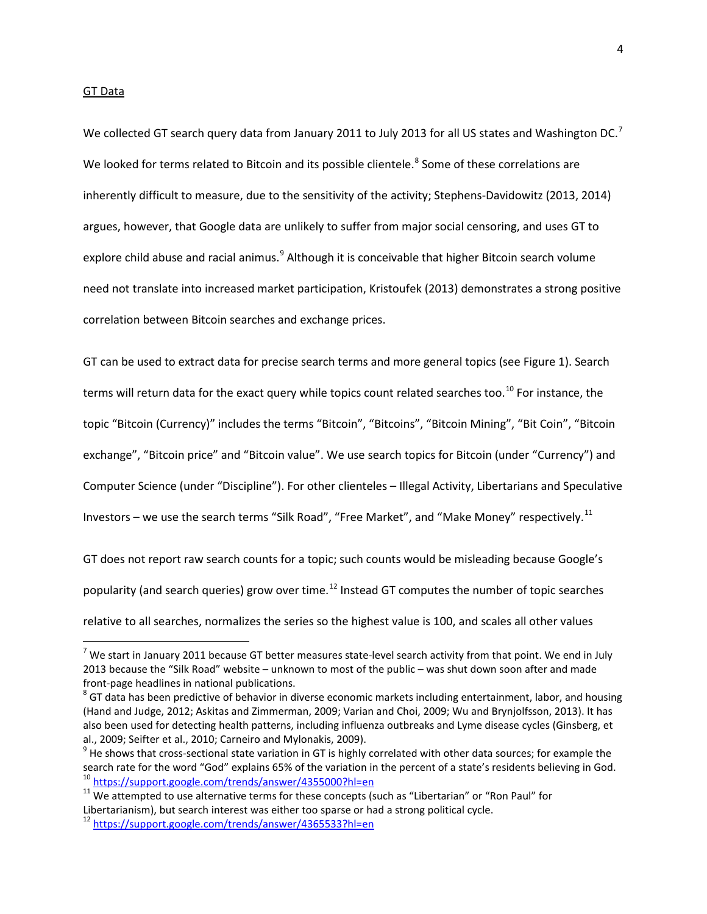GT Data

We collected GT search query data from January 2011 to July 2013 for all US states and Washington DC.[7] We looked for terms related to Bitcoin and its possible clientele.[8] Some of these correlations are inherently difficult to measure, due to the sensitivity of the activity; Stephens-Davidowitz (2013, 2014) argues, however, that Google data are unlikely to suffer from major social censoring, and uses GT to explore child abuse and racial animus.[9] Although it is conceivable that higher Bitcoin search volume need not translate into increased market participation, Kristoufek (2013) demonstrates a strong positive correlation between Bitcoin searches and exchange prices.

GT can be used to extract data for precise search terms and more general topics (see Figure 1). Search terms will return data for the exact query while topics count related searches too.[10] For instance, the topic "Bitcoin (Currency)" includes the terms "Bitcoin", "Bitcoins", "Bitcoin Mining", "Bit Coin", "Bitcoin exchange", "Bitcoin price" and "Bitcoin value". We use search topics for Bitcoin (under "Currency") and Computer Science (under "Discipline"). For other clienteles – Illegal Activity, Libertarians and Speculative Investors – we use the search terms "Silk Road", "Free Market", and "Make Money" respectively.[11]

GT does not report raw search counts for a topic; such counts would be misleading because Google's popularity (and search queries) grow over time.[12] Instead GT computes the number of topic searches relative to all searches, normalizes the series so the highest value is 100, and scales all other values

---

[7] We start in January 2011 because GT better measures state-level search activity from that point. We end in July 2013 because the "Silk Road" website – unknown to most of the public – was shut down soon after and made front-page headlines in national publications.

[8] GT data has been predictive of behavior in diverse economic markets including entertainment, labor, and housing (Hand and Judge, 2012; Askitas and Zimmerman, 2009; Varian and Choi, 2009; Wu and Brynjolfsson, 2013). It has also been used for detecting health patterns, including influenza outbreaks and Lyme disease cycles (Ginsberg, et al., 2009; Seifter et al., 2010; Carneiro and Mylonakis, 2009).

[9] He shows that cross-sectional state variation in GT is highly correlated with other data sources; for example the search rate for the word "God" explains 65% of the variation in the percent of a state's residents believing in God.

[10] https://support.google.com/trends/answer/4355000?hl=en

[11] We attempted to use alternative terms for these concepts (such as "Libertarian" or "Ron Paul" for Libertarianism), but search interest was either too sparse or had a strong political cycle.

[12] https://support.google.com/trends/answer/4365533?hl=en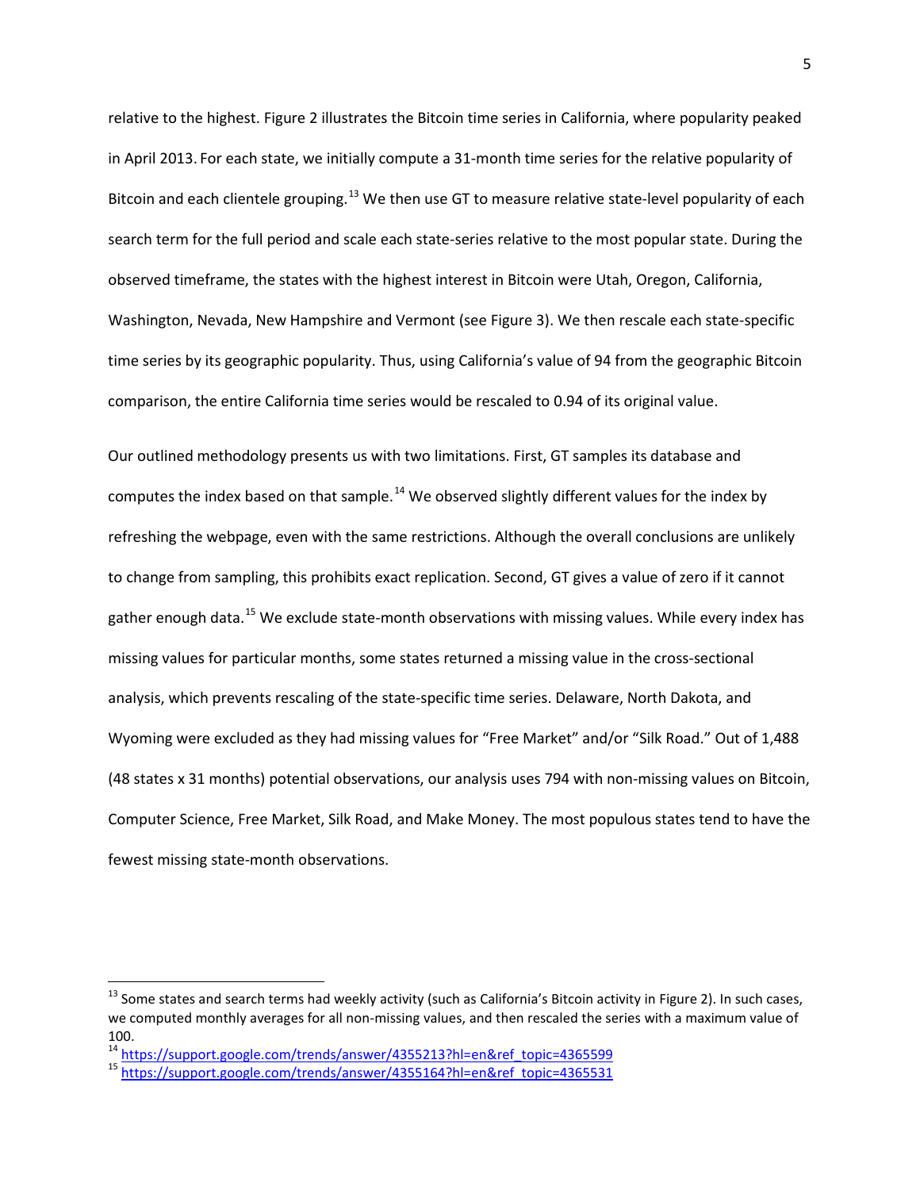relative to the highest. Figure 2 illustrates the Bitcoin time series in California, where popularity peaked in April 2013. For each state, we initially compute a 31-month time series for the relative popularity of Bitcoin and each clientele grouping.[13] We then use GT to measure relative state-level popularity of each search term for the full period and scale each state-series relative to the most popular state. During the observed timeframe, the states with the highest interest in Bitcoin were Utah, Oregon, California, Washington, Nevada, New Hampshire and Vermont (see Figure 3). We then rescale each state-specific time series by its geographic popularity. Thus, using California's value of 94 from the geographic Bitcoin comparison, the entire California time series would be rescaled to 0.94 of its original value.

Our outlined methodology presents us with two limitations. First, GT samples its database and computes the index based on that sample.[14] We observed slightly different values for the index by refreshing the webpage, even with the same restrictions. Although the overall conclusions are unlikely to change from sampling, this prohibits exact replication. Second, GT gives a value of zero if it cannot gather enough data.[15] We exclude state-month observations with missing values. While every index has missing values for particular months, some states returned a missing value in the cross-sectional analysis, which prevents rescaling of the state-specific time series. Delaware, North Dakota, and Wyoming were excluded as they had missing values for "Free Market" and/or "Silk Road." Out of 1,488 (48 states x 31 months) potential observations, our analysis uses 794 with non-missing values on Bitcoin, Computer Science, Free Market, Silk Road, and Make Money. The most populous states tend to have the fewest missing state-month observations.

---

[13] Some states and search terms had weekly activity (such as California's Bitcoin activity in Figure 2). In such cases, we computed monthly averages for all non-missing values, and then rescaled the series with a maximum value of 100.

[14] https://support.google.com/trends/answer/4355213?hl=en&ref_topic=4365599

[15] https://support.google.com/trends/answer/4355164?hl=en&ref_topic=4365531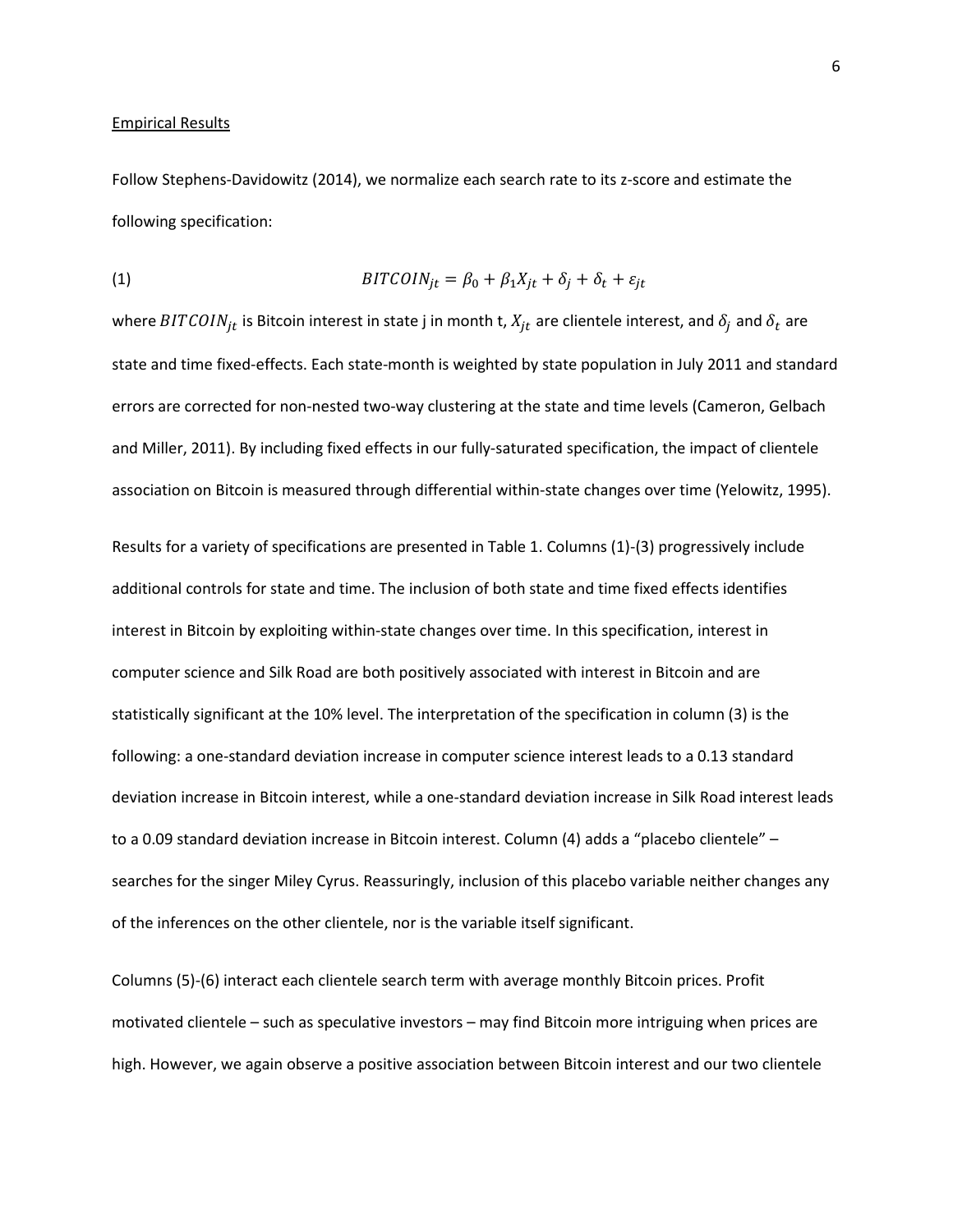Empirical Results

Follow Stephens-Davidowitz (2014), we normalize each search rate to its z-score and estimate the following specification:

$$(1) \qquad BITCOIN_{jt} = \beta_0 + \beta_1 X_{jt} + \delta_j + \delta_t + \varepsilon_{jt}$$

where $BITCOIN_{jt}$ is Bitcoin interest in state j in month t, $X_{jt}$ are clientele interest, and $\delta_j$ and $\delta_t$ are state and time fixed-effects. Each state-month is weighted by state population in July 2011 and standard errors are corrected for non-nested two-way clustering at the state and time levels (Cameron, Gelbach and Miller, 2011). By including fixed effects in our fully-saturated specification, the impact of clientele association on Bitcoin is measured through differential within-state changes over time (Yelowitz, 1995).

Results for a variety of specifications are presented in Table 1. Columns (1)-(3) progressively include additional controls for state and time. The inclusion of both state and time fixed effects identifies interest in Bitcoin by exploiting within-state changes over time. In this specification, interest in computer science and Silk Road are both positively associated with interest in Bitcoin and are statistically significant at the 10% level. The interpretation of the specification in column (3) is the following: a one-standard deviation increase in computer science interest leads to a 0.13 standard deviation increase in Bitcoin interest, while a one-standard deviation increase in Silk Road interest leads to a 0.09 standard deviation increase in Bitcoin interest. Column (4) adds a "placebo clientele" – searches for the singer Miley Cyrus. Reassuringly, inclusion of this placebo variable neither changes any of the inferences on the other clientele, nor is the variable itself significant.

Columns (5)-(6) interact each clientele search term with average monthly Bitcoin prices. Profit motivated clientele – such as speculative investors – may find Bitcoin more intriguing when prices are high. However, we again observe a positive association between Bitcoin interest and our two clientele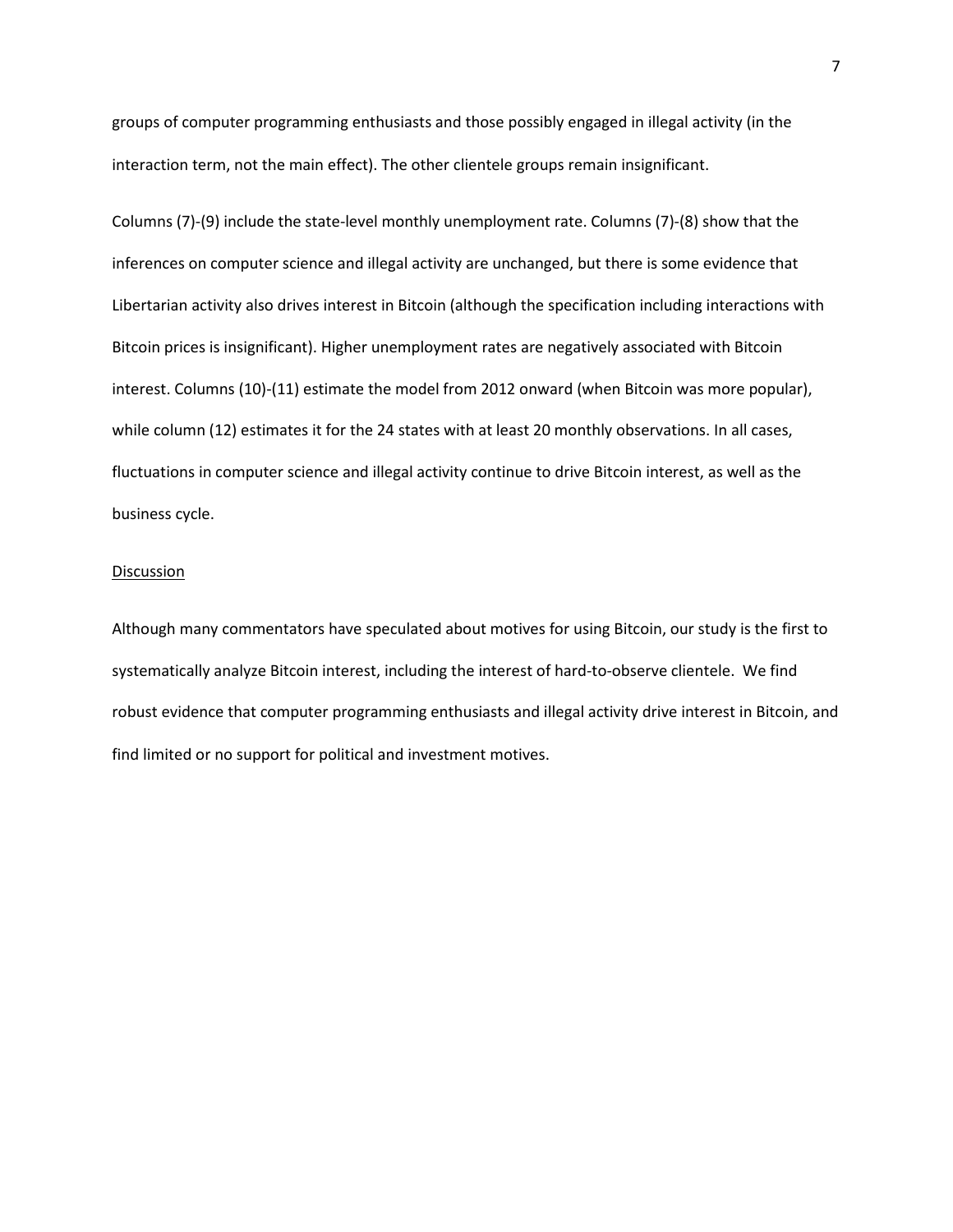groups of computer programming enthusiasts and those possibly engaged in illegal activity (in the interaction term, not the main effect). The other clientele groups remain insignificant.

Columns (7)-(9) include the state-level monthly unemployment rate. Columns (7)-(8) show that the inferences on computer science and illegal activity are unchanged, but there is some evidence that Libertarian activity also drives interest in Bitcoin (although the specification including interactions with Bitcoin prices is insignificant). Higher unemployment rates are negatively associated with Bitcoin interest. Columns (10)-(11) estimate the model from 2012 onward (when Bitcoin was more popular), while column (12) estimates it for the 24 states with at least 20 monthly observations. In all cases, fluctuations in computer science and illegal activity continue to drive Bitcoin interest, as well as the business cycle.

Discussion

Although many commentators have speculated about motives for using Bitcoin, our study is the first to systematically analyze Bitcoin interest, including the interest of hard-to-observe clientele. We find robust evidence that computer programming enthusiasts and illegal activity drive interest in Bitcoin, and find limited or no support for political and investment motives.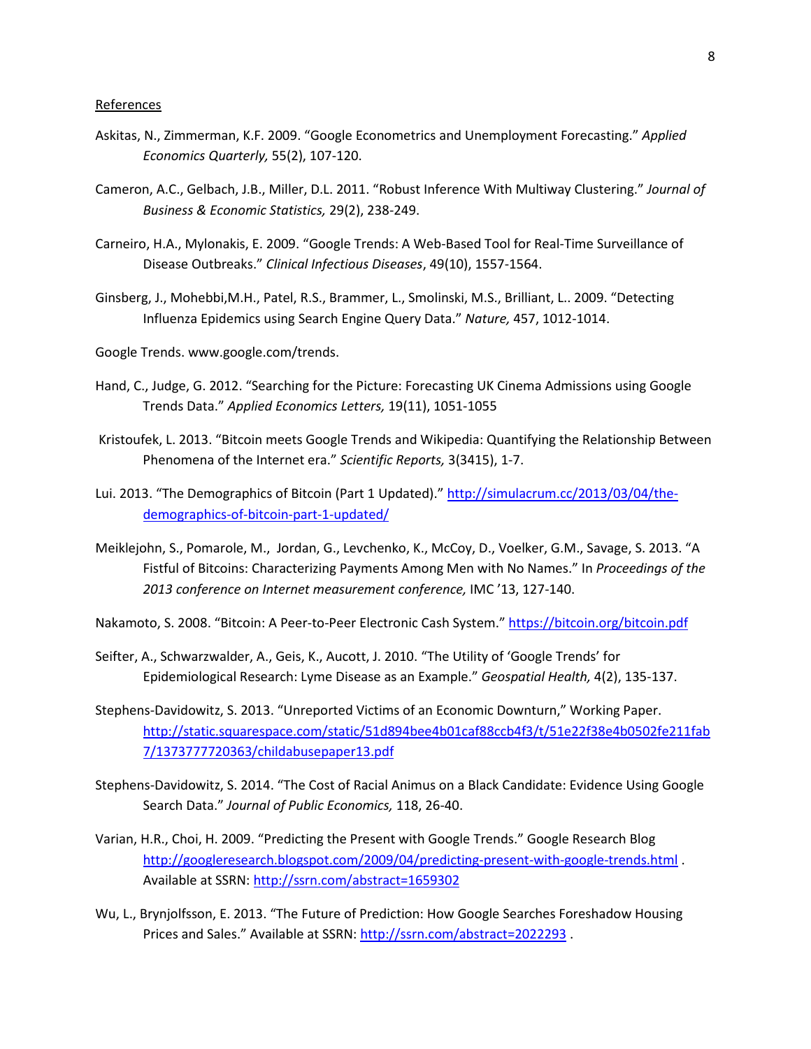## References

Askitas, N., Zimmerman, K.F. 2009. "Google Econometrics and Unemployment Forecasting." *Applied Economics Quarterly,* 55(2), 107-120.

Cameron, A.C., Gelbach, J.B., Miller, D.L. 2011. "Robust Inference With Multiway Clustering." *Journal of Business & Economic Statistics,* 29(2), 238-249.

Carneiro, H.A., Mylonakis, E. 2009. "Google Trends: A Web-Based Tool for Real-Time Surveillance of Disease Outbreaks." *Clinical Infectious Diseases*, 49(10), 1557-1564.

Ginsberg, J., Mohebbi,M.H., Patel, R.S., Brammer, L., Smolinski, M.S., Brilliant, L.. 2009. "Detecting Influenza Epidemics using Search Engine Query Data." *Nature,* 457, 1012-1014.

Google Trends. www.google.com/trends.

Hand, C., Judge, G. 2012. "Searching for the Picture: Forecasting UK Cinema Admissions using Google Trends Data." *Applied Economics Letters,* 19(11), 1051-1055

Kristoufek, L. 2013. "Bitcoin meets Google Trends and Wikipedia: Quantifying the Relationship Between Phenomena of the Internet era." *Scientific Reports,* 3(3415), 1-7.

Lui. 2013. "The Demographics of Bitcoin (Part 1 Updated)." http://simulacrum.cc/2013/03/04/the-demographics-of-bitcoin-part-1-updated/

Meiklejohn, S., Pomarole, M., Jordan, G., Levchenko, K., McCoy, D., Voelker, G.M., Savage, S. 2013. "A Fistful of Bitcoins: Characterizing Payments Among Men with No Names." In *Proceedings of the 2013 conference on Internet measurement conference,* IMC '13, 127-140.

Nakamoto, S. 2008. "Bitcoin: A Peer-to-Peer Electronic Cash System." https://bitcoin.org/bitcoin.pdf

Seifter, A., Schwarzwalder, A., Geis, K., Aucott, J. 2010. "The Utility of 'Google Trends' for Epidemiological Research: Lyme Disease as an Example." *Geospatial Health,* 4(2), 135-137.

Stephens-Davidowitz, S. 2013. "Unreported Victims of an Economic Downturn," Working Paper. http://static.squarespace.com/static/51d894bee4b01caf88ccb4f3/t/51e22f38e4b0502fe211fab7/1373777720363/childabusepaper13.pdf

Stephens-Davidowitz, S. 2014. "The Cost of Racial Animus on a Black Candidate: Evidence Using Google Search Data." *Journal of Public Economics,* 118, 26-40.

Varian, H.R., Choi, H. 2009. "Predicting the Present with Google Trends." Google Research Blog http://googleresearch.blogspot.com/2009/04/predicting-present-with-google-trends.html . Available at SSRN: http://ssrn.com/abstract=1659302

Wu, L., Brynjolfsson, E. 2013. "The Future of Prediction: How Google Searches Foreshadow Housing Prices and Sales." Available at SSRN: http://ssrn.com/abstract=2022293 .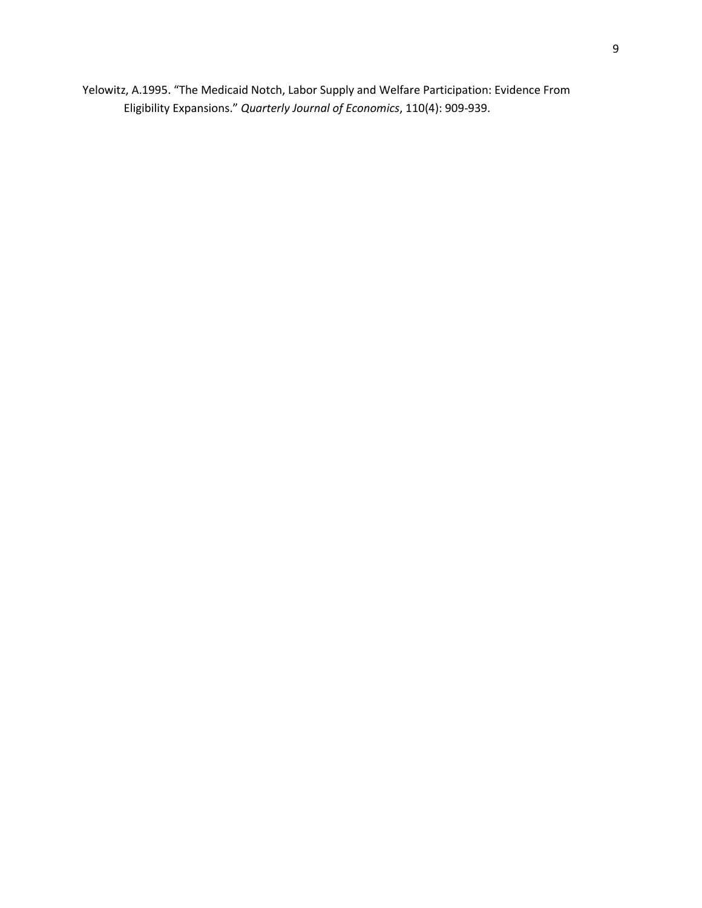Yelowitz, A.1995. "The Medicaid Notch, Labor Supply and Welfare Participation: Evidence From Eligibility Expansions." *Quarterly Journal of Economics*, 110(4): 909-939.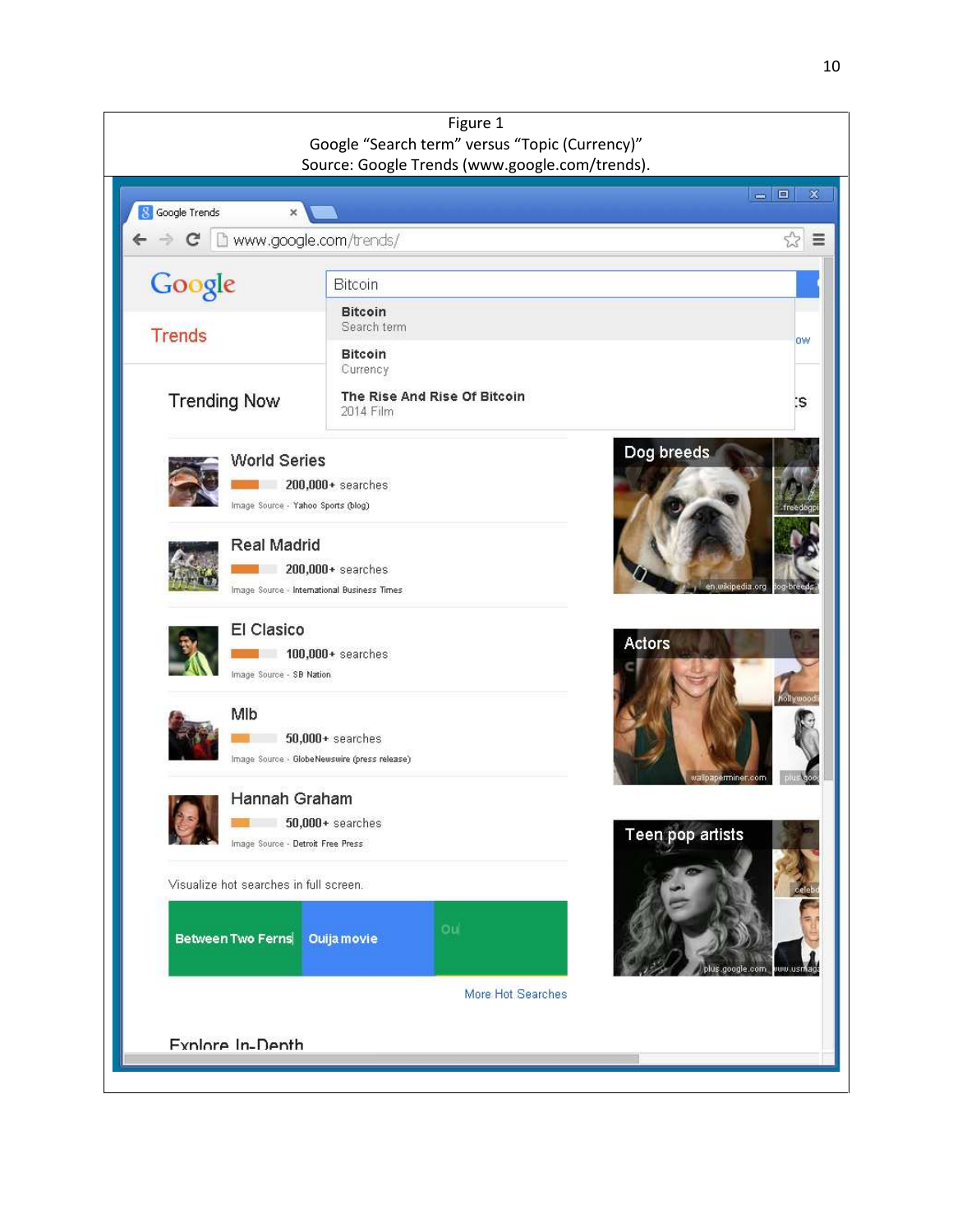Figure 1

Google "Search term" versus "Topic (Currency)"

Source: Google Trends (www.google.com/trends).

Google Trends

www.google.com/trends/

Google

Trends

Bitcoin

Bitcoin
Search term

Bitcoin
Currency

The Rise And Rise Of Bitcoin
2014 Film

Trending Now

World Series
200,000+ searches
Image Source - Yahoo Sports (blog)

Real Madrid
200,000+ searches
Image Source - International Business Times

El Clasico
100,000+ searches
Image Source - SB Nation

Mlb
50,000+ searches
Image Source - GlobeNewswire (press release)

Hannah Graham
50,000+ searches
Image Source - Detroit Free Press

Visualize hot searches in full screen.

Between Two Ferns

Ouija movie

More Hot Searches

Explore In-Depth

Dog breeds

Actors

Teen pop artists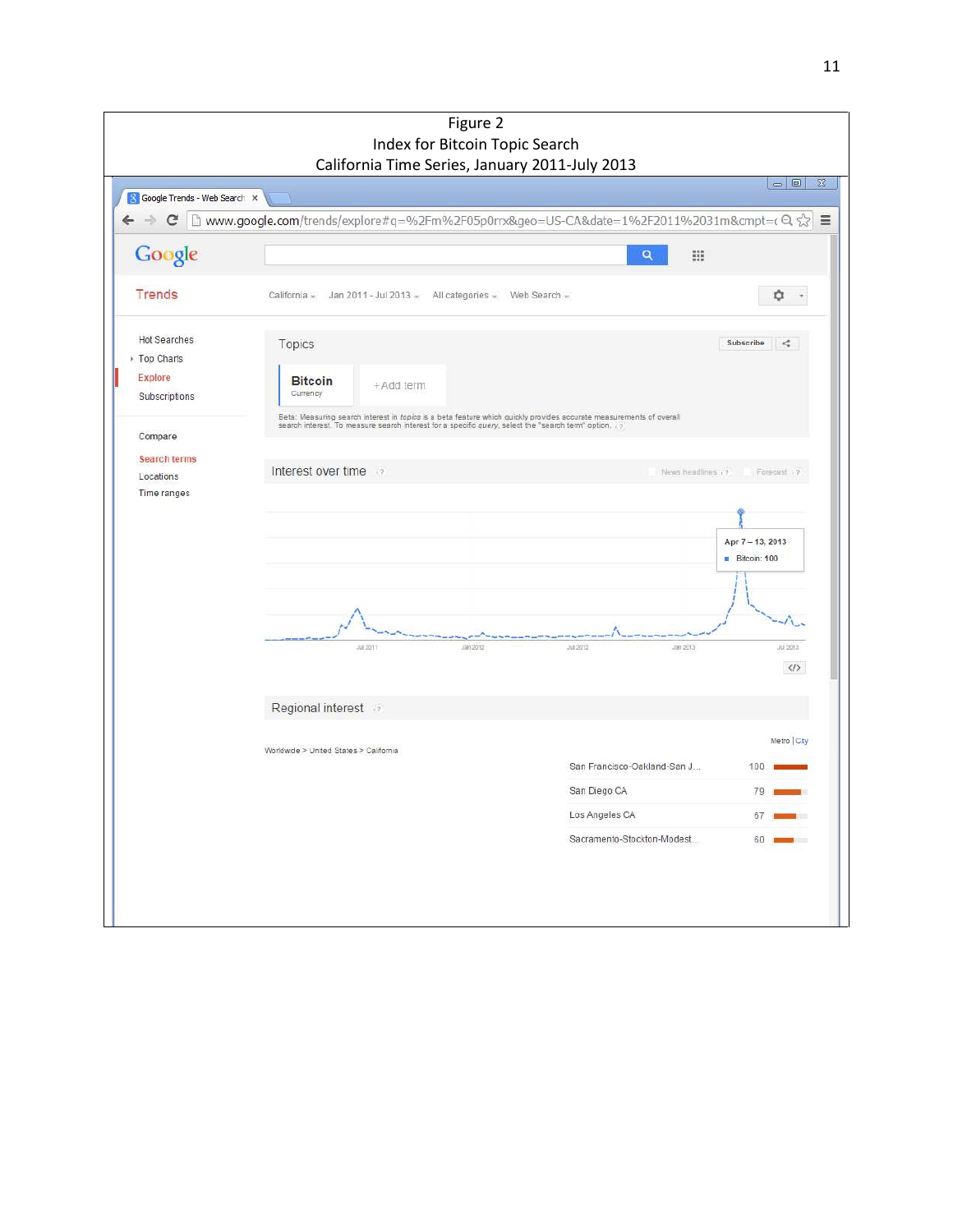Figure 2

Index for Bitcoin Topic Search

California Time Series, January 2011-July 2013

Google Trends - Web Search

www.google.com/trends/explore#q=%2Fm%2F05p0rrx&geo=US-CA&date=1%2F2011%2031m&cmpt=(

Google

Trends

California Jan 2011 - Jul 2013 All categories Web Search

Hot Searches

Top Charts

Explore

Subscriptions

Compare

Search terms

Locations

Time ranges

Topics

Subscribe

Bitcoin

Currency

+Add term

Beta: Measuring search interest in *topics* is a beta feature which quickly provides accurate measurements of overall search interest. To measure search interest for a specific *query*, select the "search term" option.

Interest over time

News headlines Forecast

Apr 7 – 13, 2013

Bitcoin: 100

Jul 2011 Jan 2012 Jul 2012 Jan 2013 Jul 2013

Regional interest

Worldwide > United States > California

Metro | City

San Francisco-Oakland-San J... 100

San Diego CA 79

Los Angeles CA 67

Sacramento-Stockton-Modest... 60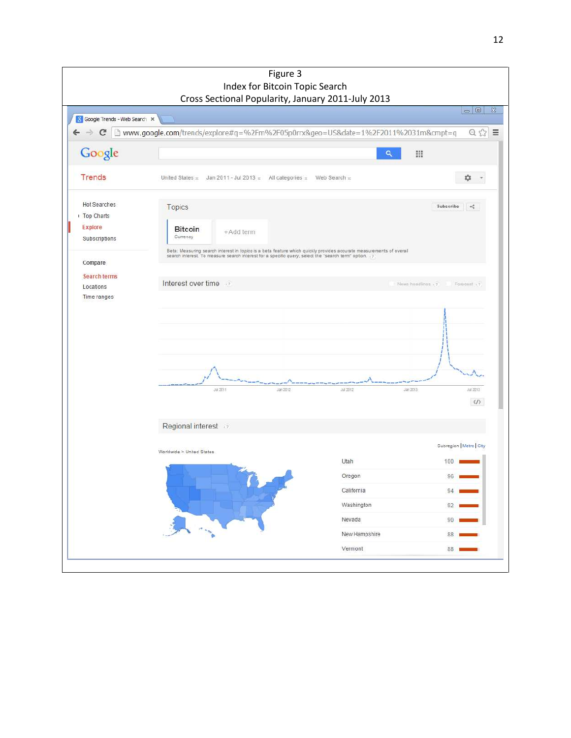Figure 3

Index for Bitcoin Topic Search

Cross Sectional Popularity, January 2011-July 2013

Google Trends - Web Search

www.google.com/trends/explore#q=%2Fm%2F05p0rrx&geo=US&date=1%2F2011%2031m&cmpt=q

Google

Trends

United States

Jan 2011 - Jul 2013

All categories

Web Search

Hot Searches

Top Charts

Explore

Subscriptions

Compare

Search terms

Locations

Time ranges

Topics

Subscribe

Bitcoin

Currency

+Add term

Beta: Measuring search interest in *topics* is a beta feature which quickly provides accurate measurements of overall search interest. To measure search interest for a specific *query*, select the "search term" option.

Interest over time

News headlines

Forecast

Jul 2011

Jan 2012

Jul 2012

Jan 2013

Jul 2013

Regional interest

Worldwide > United States

Subregion | Metro | City

Utah 100

Oregon 96

California 94

Washington 92

Nevada 90

New Hampshire 88

Vermont 88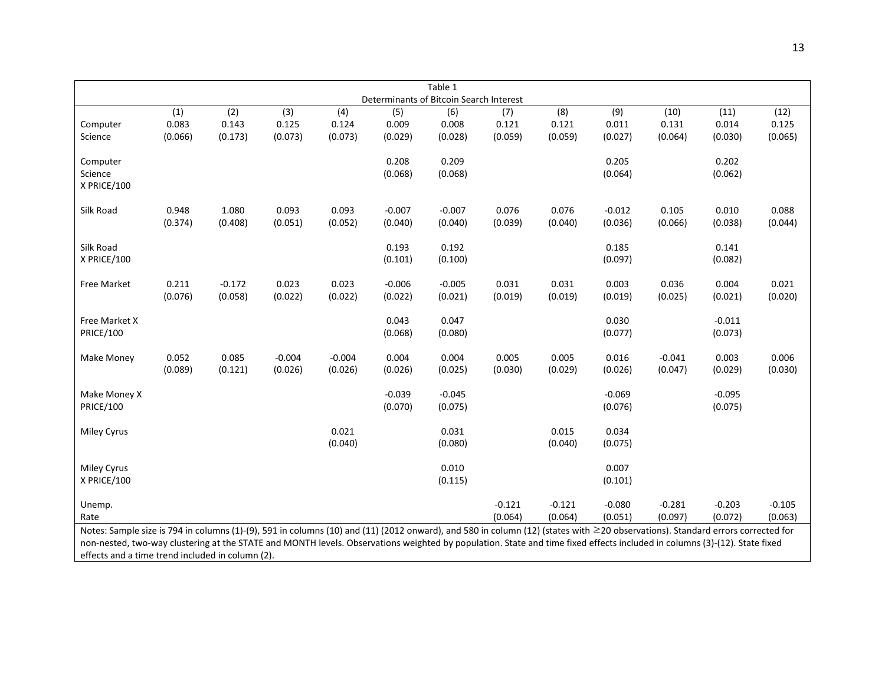Table 1

Determinants of Bitcoin Search Interest

| | (1) | (2) | (3) | (4) | (5) | (6) | (7) | (8) | (9) | (10) | (11) | (12) |
|---|---|---|---|---|---|---|---|---|---|---|---|---|
| Computer Science | 0.083 | 0.143 | 0.125 | 0.124 | 0.009 | 0.008 | 0.121 | 0.121 | 0.011 | 0.131 | 0.014 | 0.125 |
| | (0.066) | (0.173) | (0.073) | (0.073) | (0.029) | (0.028) | (0.059) | (0.059) | (0.027) | (0.064) | (0.030) | (0.065) |
| Computer Science X PRICE/100 | | | | | 0.208 | 0.209 | | | 0.205 | | 0.202 | |
| | | | | | (0.068) | (0.068) | | | (0.064) | | (0.062) | |
| Silk Road | 0.948 | 1.080 | 0.093 | 0.093 | -0.007 | -0.007 | 0.076 | 0.076 | -0.012 | 0.105 | 0.010 | 0.088 |
| | (0.374) | (0.408) | (0.051) | (0.052) | (0.040) | (0.040) | (0.039) | (0.040) | (0.036) | (0.066) | (0.038) | (0.044) |
| Silk Road X PRICE/100 | | | | | 0.193 | 0.192 | | | 0.185 | | 0.141 | |
| | | | | | (0.101) | (0.100) | | | (0.097) | | (0.082) | |
| Free Market | 0.211 | -0.172 | 0.023 | 0.023 | -0.006 | -0.005 | 0.031 | 0.031 | 0.003 | 0.036 | 0.004 | 0.021 |
| | (0.076) | (0.058) | (0.022) | (0.022) | (0.022) | (0.021) | (0.019) | (0.019) | (0.019) | (0.025) | (0.021) | (0.020) |
| Free Market X PRICE/100 | | | | | 0.043 | 0.047 | | | 0.030 | | -0.011 | |
| | | | | | (0.068) | (0.080) | | | (0.077) | | (0.073) | |
| Make Money | 0.052 | 0.085 | -0.004 | -0.004 | 0.004 | 0.004 | 0.005 | 0.005 | 0.016 | -0.041 | 0.003 | 0.006 |
| | (0.089) | (0.121) | (0.026) | (0.026) | (0.026) | (0.025) | (0.030) | (0.029) | (0.026) | (0.047) | (0.029) | (0.030) |
| Make Money X PRICE/100 | | | | | -0.039 | -0.045 | | | -0.069 | | -0.095 | |
| | | | | | (0.070) | (0.075) | | | (0.076) | | (0.075) | |
| Miley Cyrus | | | | 0.021 | | 0.031 | | 0.015 | 0.034 | | | |
| | | | | (0.040) | | (0.080) | | (0.040) | (0.075) | | | |
| Miley Cyrus X PRICE/100 | | | | | | 0.010 | | | 0.007 | | | |
| | | | | | | (0.115) | | | (0.101) | | | |
| Unemp. Rate | | | | | | | -0.121 | -0.121 | -0.080 | -0.281 | -0.203 | -0.105 |
| | | | | | | | (0.064) | (0.064) | (0.051) | (0.097) | (0.072) | (0.063) |

Notes: Sample size is 794 in columns (1)-(9), 591 in columns (10) and (11) (2012 onward), and 580 in column (12) (states with ≥20 observations). Standard errors corrected for non-nested, two-way clustering at the STATE and MONTH levels. Observations weighted by population. State and time fixed effects included in columns (3)-(12). State fixed effects and a time trend included in column (2).